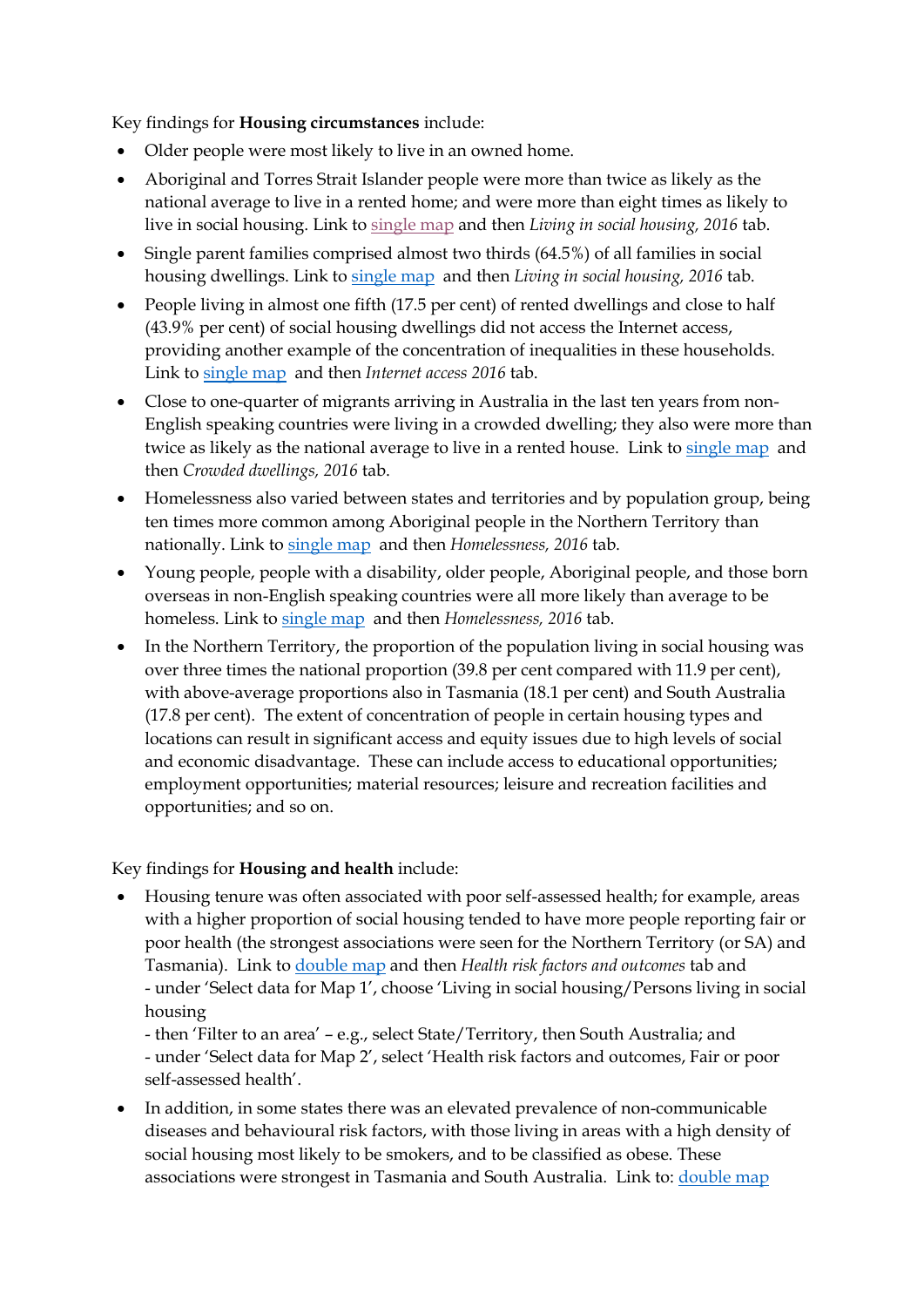Key findings for **Housing circumstances** include:

- Older people were most likely to live in an owned home.
- Aboriginal and Torres Strait Islander people were more than twice as likely as the national average to live in a rented home; and were more than eight times as likely to live in social housing. Link to single map and then *Living in social housing, 2016* tab.
- Single parent families comprised almost two thirds (64.5%) of all families in social housing dwellings. Link to single map and then *Living in social housing, 2016* tab.
- People living in almost one fifth (17.5 per cent) of rented dwellings and close to half (43.9% per cent) of social housing dwellings did not access the Internet access, providing another example of the concentration of inequalities in these households. Link to single map and then *Internet access 2016* tab.
- Close to one-quarter of migrants arriving in Australia in the last ten years from non-English speaking countries were living in a crowded dwelling; they also were more than twice as likely as the national average to live in a rented house. Link to single map and then *Crowded dwellings, 2016* tab.
- Homelessness also varied between states and territories and by population group, being ten times more common among Aboriginal people in the Northern Territory than nationally. Link to single map and then *Homelessness, 2016* tab.
- Young people, people with a disability, older people, Aboriginal people, and those born overseas in non-English speaking countries were all more likely than average to be homeless. Link to single map and then *Homelessness, 2016* tab.
- In the Northern Territory, the proportion of the population living in social housing was over three times the national proportion (39.8 per cent compared with 11.9 per cent), with above-average proportions also in Tasmania (18.1 per cent) and South Australia (17.8 per cent). The extent of concentration of people in certain housing types and locations can result in significant access and equity issues due to high levels of social and economic disadvantage. These can include access to educational opportunities; employment opportunities; material resources; leisure and recreation facilities and opportunities; and so on.

Key findings for **Housing and health** include:

- Housing tenure was often associated with poor self-assessed health; for example, areas with a higher proportion of social housing tended to have more people reporting fair or poor health (the strongest associations were seen for the Northern Territory (or SA) and Tasmania). Link to double map and then *Health risk factors and outcomes* tab and
  - under 'Select data for Map 1', choose 'Living in social housing/Persons living in social housing
  - then 'Filter to an area' – e.g., select State/Territory, then South Australia; and
  - under 'Select data for Map 2', select 'Health risk factors and outcomes, Fair or poor self-assessed health'.
- In addition, in some states there was an elevated prevalence of non-communicable diseases and behavioural risk factors, with those living in areas with a high density of social housing most likely to be smokers, and to be classified as obese. These associations were strongest in Tasmania and South Australia. Link to: double map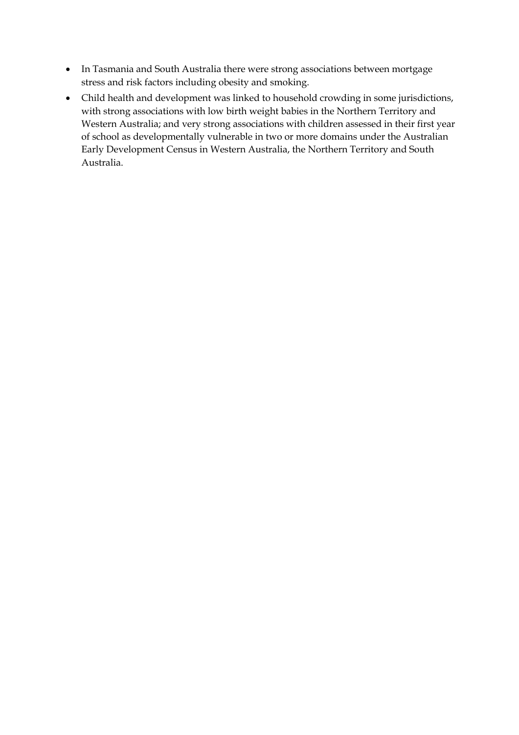- In Tasmania and South Australia there were strong associations between mortgage stress and risk factors including obesity and smoking.
- Child health and development was linked to household crowding in some jurisdictions, with strong associations with low birth weight babies in the Northern Territory and Western Australia; and very strong associations with children assessed in their first year of school as developmentally vulnerable in two or more domains under the Australian Early Development Census in Western Australia, the Northern Territory and South Australia.